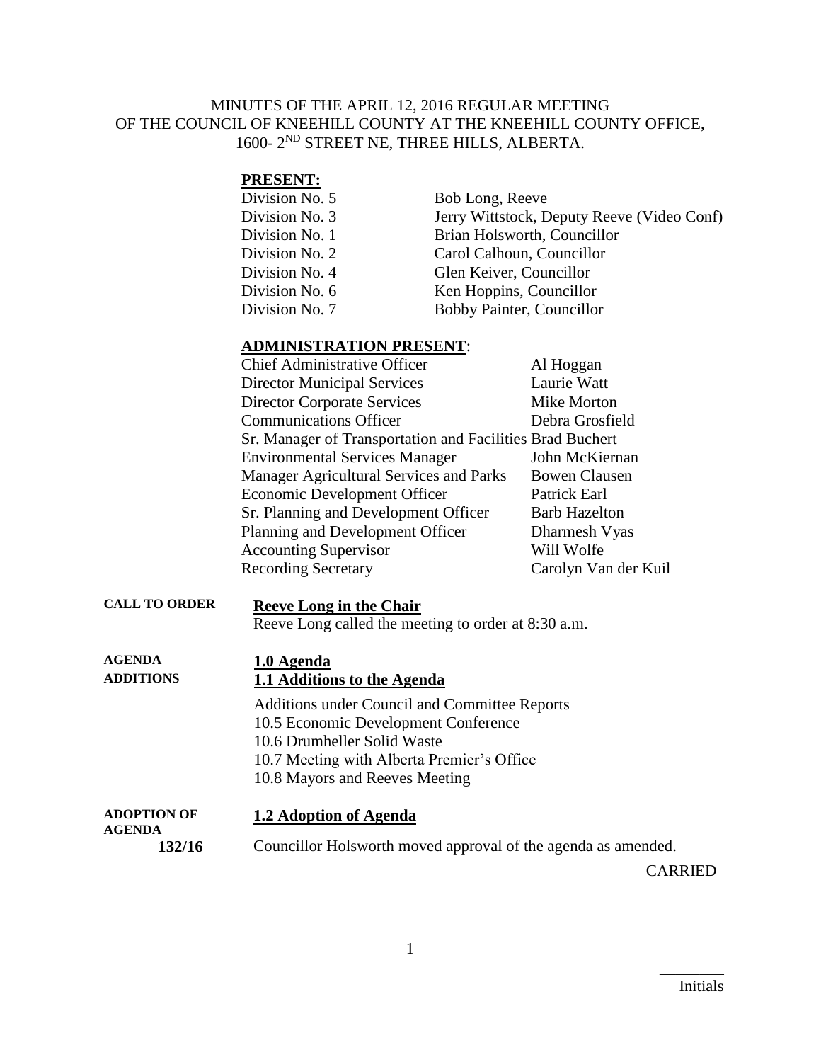# MINUTES OF THE APRIL 12, 2016 REGULAR MEETING OF THE COUNCIL OF KNEEHILL COUNTY AT THE KNEEHILL COUNTY OFFICE, 1600- 2ND STREET NE, THREE HILLS, ALBERTA.

**PRESENT:**

| | |
|---|---|
| Division No. 5 | Bob Long, Reeve |
| Division No. 3 | Jerry Wittstock, Deputy Reeve (Video Conf) |
| Division No. 1 | Brian Holsworth, Councillor |
| Division No. 2 | Carol Calhoun, Councillor |
| Division No. 4 | Glen Keiver, Councillor |
| Division No. 6 | Ken Hoppins, Councillor |
| Division No. 7 | Bobby Painter, Councillor |

**ADMINISTRATION PRESENT**:

| | |
|---|---|
| Chief Administrative Officer | Al Hoggan |
| Director Municipal Services | Laurie Watt |
| Director Corporate Services | Mike Morton |
| Communications Officer | Debra Grosfield |
| Sr. Manager of Transportation and Facilities | Brad Buchert |
| Environmental Services Manager | John McKiernan |
| Manager Agricultural Services and Parks | Bowen Clausen |
| Economic Development Officer | Patrick Earl |
| Sr. Planning and Development Officer | Barb Hazelton |
| Planning and Development Officer | Dharmesh Vyas |
| Accounting Supervisor | Will Wolfe |
| Recording Secretary | Carolyn Van der Kuil |

**CALL TO ORDER**

**Reeve Long in the Chair**

Reeve Long called the meeting to order at 8:30 a.m.

**AGENDA ADDITIONS**

**1.0 Agenda**

**1.1 Additions to the Agenda**

Additions under Council and Committee Reports
10.5 Economic Development Conference
10.6 Drumheller Solid Waste
10.7 Meeting with Alberta Premier's Office
10.8 Mayors and Reeves Meeting

**ADOPTION OF AGENDA**

**1.2 Adoption of Agenda**

**132/16**

Councillor Holsworth moved approval of the agenda as amended.

CARRIED

________
Initials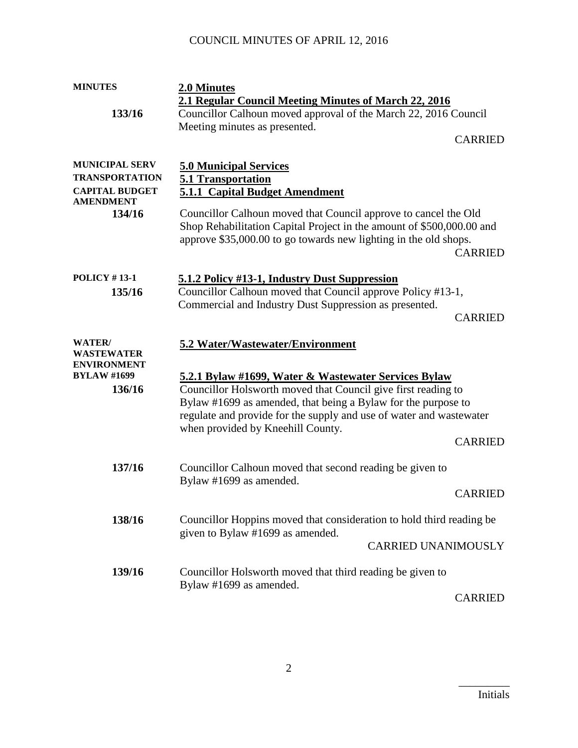COUNCIL MINUTES OF APRIL 12, 2016

**MINUTES**

## 2.0 Minutes

### 2.1 Regular Council Meeting Minutes of March 22, 2016

**133/16**
Councillor Calhoun moved approval of the March 22, 2016 Council Meeting minutes as presented.

CARRIED

**MUNICIPAL SERV**
**TRANSPORTATION**
**CAPITAL BUDGET AMENDMENT**

## 5.0 Municipal Services

### 5.1 Transportation

### 5.1.1 Capital Budget Amendment

**134/16**
Councillor Calhoun moved that Council approve to cancel the Old Shop Rehabilitation Capital Project in the amount of $500,000.00 and approve $35,000.00 to go towards new lighting in the old shops.

CARRIED

**POLICY # 13-1**

### 5.1.2 Policy #13-1, Industry Dust Suppression

**135/16**
Councillor Calhoun moved that Council approve Policy #13-1, Commercial and Industry Dust Suppression as presented.

CARRIED

**WATER/ WASTEWATER ENVIRONMENT**

### 5.2 Water/Wastewater/Environment

**BYLAW #1699**

### 5.2.1 Bylaw #1699, Water & Wastewater Services Bylaw

**136/16**
Councillor Holsworth moved that Council give first reading to Bylaw #1699 as amended, that being a Bylaw for the purpose to regulate and provide for the supply and use of water and wastewater when provided by Kneehill County.

CARRIED

**137/16**
Councillor Calhoun moved that second reading be given to Bylaw #1699 as amended.

CARRIED

**138/16**
Councillor Hoppins moved that consideration to hold third reading be given to Bylaw #1699 as amended.

CARRIED UNANIMOUSLY

**139/16**
Councillor Holsworth moved that third reading be given to Bylaw #1699 as amended.

CARRIED

_________
Initials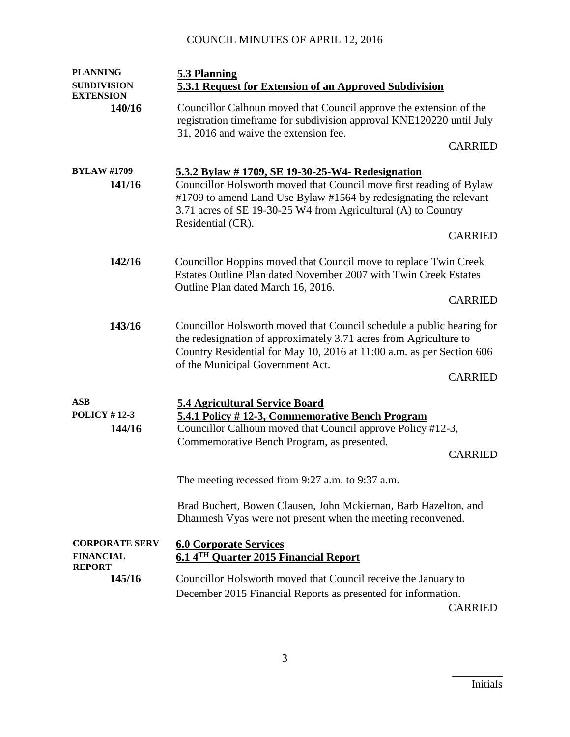**PLANNING**

**SUBDIVISION EXTENSION**

## 5.3 Planning

### 5.3.1 Request for Extension of an Approved Subdivision

**140/16**

Councillor Calhoun moved that Council approve the extension of the registration timeframe for subdivision approval KNE120220 until July 31, 2016 and waive the extension fee.

CARRIED

**BYLAW #1709**

### 5.3.2 Bylaw # 1709, SE 19-30-25-W4- Redesignation

**141/16**

Councillor Holsworth moved that Council move first reading of Bylaw #1709 to amend Land Use Bylaw #1564 by redesignating the relevant 3.71 acres of SE 19-30-25 W4 from Agricultural (A) to Country Residential (CR).

CARRIED

**142/16**

Councillor Hoppins moved that Council move to replace Twin Creek Estates Outline Plan dated November 2007 with Twin Creek Estates Outline Plan dated March 16, 2016.

CARRIED

**143/16**

Councillor Holsworth moved that Council schedule a public hearing for the redesignation of approximately 3.71 acres from Agriculture to Country Residential for May 10, 2016 at 11:00 a.m. as per Section 606 of the Municipal Government Act.

CARRIED

**ASB**

**POLICY # 12-3**

## 5.4 Agricultural Service Board

### 5.4.1 Policy # 12-3, Commemorative Bench Program

**144/16**

Councillor Calhoun moved that Council approve Policy #12-3, Commemorative Bench Program, as presented.

CARRIED

The meeting recessed from 9:27 a.m. to 9:37 a.m.

Brad Buchert, Bowen Clausen, John Mckiernan, Barb Hazelton, and Dharmesh Vyas were not present when the meeting reconvened.

**CORPORATE SERV**

**FINANCIAL REPORT**

## 6.0 Corporate Services

### 6.1 4TH Quarter 2015 Financial Report

**145/16**

Councillor Holsworth moved that Council receive the January to December 2015 Financial Reports as presented for information.

CARRIED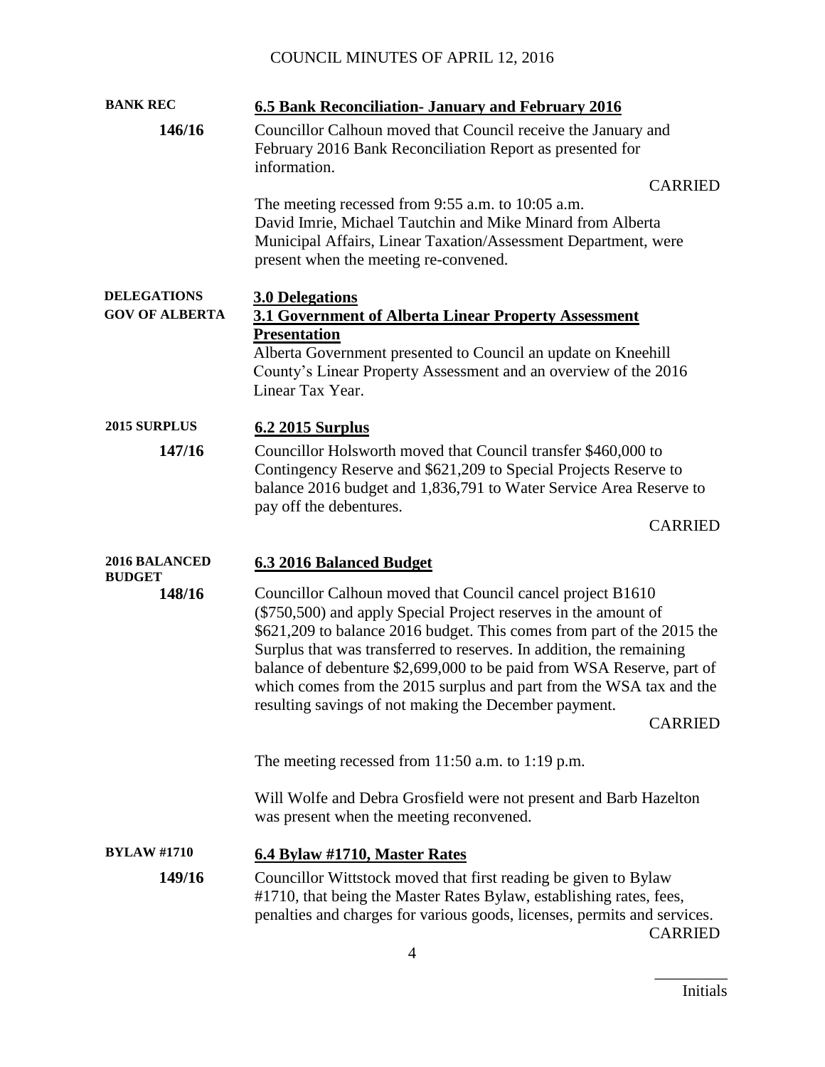COUNCIL MINUTES OF APRIL 12, 2016

**BANK REC**

### 6.5 Bank Reconciliation- January and February 2016

**146/16**

Councillor Calhoun moved that Council receive the January and February 2016 Bank Reconciliation Report as presented for information.

CARRIED

The meeting recessed from 9:55 a.m. to 10:05 a.m.
David Imrie, Michael Tautchin and Mike Minard from Alberta Municipal Affairs, Linear Taxation/Assessment Department, were present when the meeting re-convened.

**DELEGATIONS**

**GOV OF ALBERTA**

### 3.0 Delegations

### 3.1 Government of Alberta Linear Property Assessment Presentation

Alberta Government presented to Council an update on Kneehill County's Linear Property Assessment and an overview of the 2016 Linear Tax Year.

**2015 SURPLUS**

### 6.2 2015 Surplus

**147/16**

Councillor Holsworth moved that Council transfer $460,000 to Contingency Reserve and $621,209 to Special Projects Reserve to balance 2016 budget and 1,836,791 to Water Service Area Reserve to pay off the debentures.

CARRIED

**2016 BALANCED BUDGET**

### 6.3 2016 Balanced Budget

**148/16**

Councillor Calhoun moved that Council cancel project B1610 ($750,500) and apply Special Project reserves in the amount of $621,209 to balance 2016 budget. This comes from part of the 2015 the Surplus that was transferred to reserves. In addition, the remaining balance of debenture $2,699,000 to be paid from WSA Reserve, part of which comes from the 2015 surplus and part from the WSA tax and the resulting savings of not making the December payment.

CARRIED

The meeting recessed from 11:50 a.m. to 1:19 p.m.

Will Wolfe and Debra Grosfield were not present and Barb Hazelton was present when the meeting reconvened.

**BYLAW #1710**

### 6.4 Bylaw #1710, Master Rates

**149/16**

Councillor Wittstock moved that first reading be given to Bylaw #1710, that being the Master Rates Bylaw, establishing rates, fees, penalties and charges for various goods, licenses, permits and services.

CARRIED

_________
Initials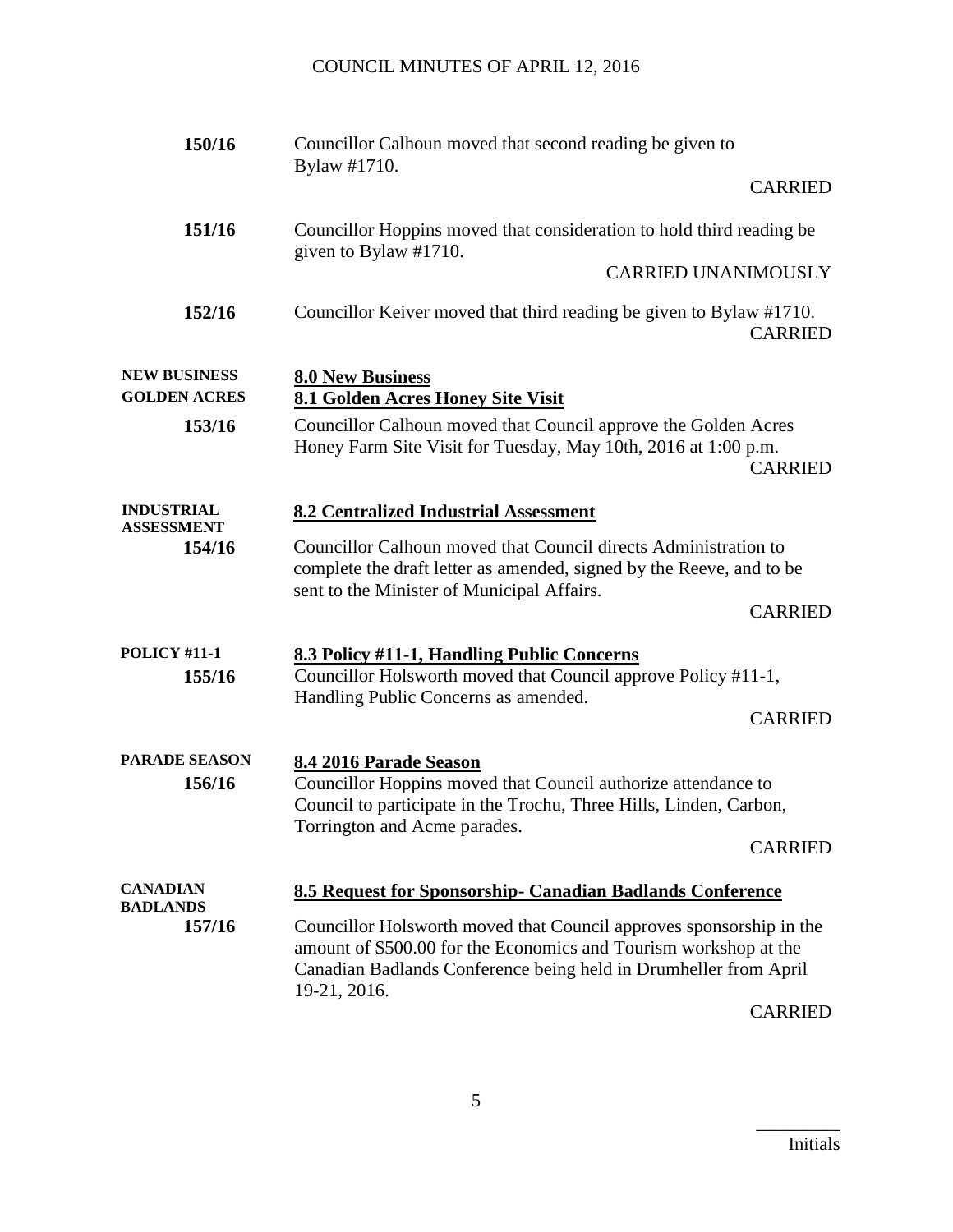**150/16** Councillor Calhoun moved that second reading be given to Bylaw #1710.

CARRIED

**151/16** Councillor Hoppins moved that consideration to hold third reading be given to Bylaw #1710.

CARRIED UNANIMOUSLY

**152/16** Councillor Keiver moved that third reading be given to Bylaw #1710.

CARRIED

**NEW BUSINESS**

## 8.0 New Business

**GOLDEN ACRES**

### 8.1 Golden Acres Honey Site Visit

**153/16** Councillor Calhoun moved that Council approve the Golden Acres Honey Farm Site Visit for Tuesday, May 10th, 2016 at 1:00 p.m.

CARRIED

**INDUSTRIAL ASSESSMENT**

### 8.2 Centralized Industrial Assessment

**154/16** Councillor Calhoun moved that Council directs Administration to complete the draft letter as amended, signed by the Reeve, and to be sent to the Minister of Municipal Affairs.

CARRIED

**POLICY #11-1**

### 8.3 Policy #11-1, Handling Public Concerns

**155/16** Councillor Holsworth moved that Council approve Policy #11-1, Handling Public Concerns as amended.

CARRIED

**PARADE SEASON**

### 8.4 2016 Parade Season

**156/16** Councillor Hoppins moved that Council authorize attendance to Council to participate in the Trochu, Three Hills, Linden, Carbon, Torrington and Acme parades.

CARRIED

**CANADIAN BADLANDS**

### 8.5 Request for Sponsorship- Canadian Badlands Conference

**157/16** Councillor Holsworth moved that Council approves sponsorship in the amount of $500.00 for the Economics and Tourism workshop at the Canadian Badlands Conference being held in Drumheller from April 19-21, 2016.

CARRIED

_________
Initials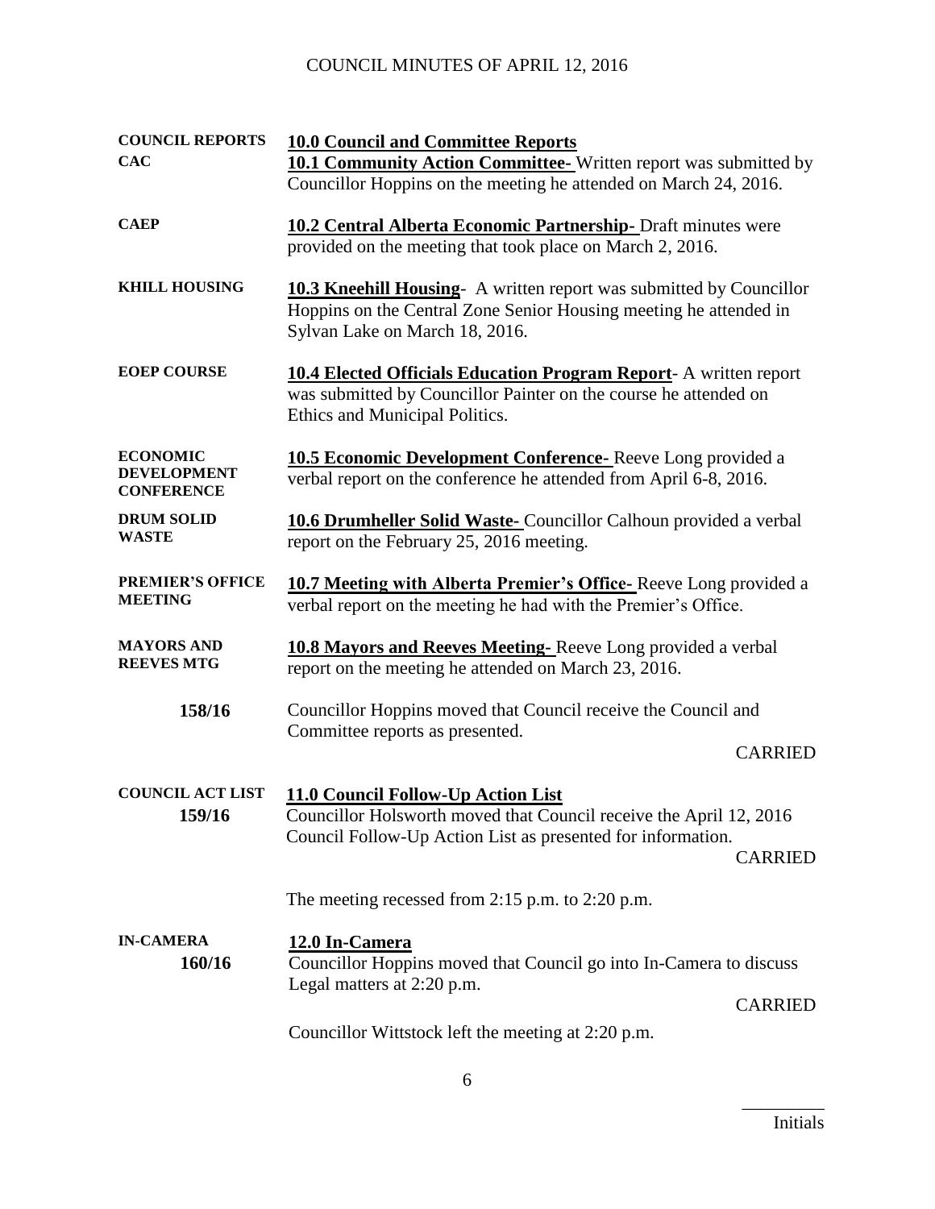| | |
|---|---|
| **COUNCIL REPORTS** | **10.0 Council and Committee Reports** |
| **CAC** | **10.1 Community Action Committee-** Written report was submitted by Councillor Hoppins on the meeting he attended on March 24, 2016. |
| **CAEP** | **10.2 Central Alberta Economic Partnership-** Draft minutes were provided on the meeting that took place on March 2, 2016. |
| **KHILL HOUSING** | **10.3 Kneehill Housing**- A written report was submitted by Councillor Hoppins on the Central Zone Senior Housing meeting he attended in Sylvan Lake on March 18, 2016. |
| **EOEP COURSE** | **10.4 Elected Officials Education Program Report**- A written report was submitted by Councillor Painter on the course he attended on Ethics and Municipal Politics. |
| **ECONOMIC DEVELOPMENT CONFERENCE** | **10.5 Economic Development Conference-** Reeve Long provided a verbal report on the conference he attended from April 6-8, 2016. |
| **DRUM SOLID WASTE** | **10.6 Drumheller Solid Waste-** Councillor Calhoun provided a verbal report on the February 25, 2016 meeting. |
| **PREMIER'S OFFICE MEETING** | **10.7 Meeting with Alberta Premier's Office-** Reeve Long provided a verbal report on the meeting he had with the Premier's Office. |
| **MAYORS AND REEVES MTG** | **10.8 Mayors and Reeves Meeting-** Reeve Long provided a verbal report on the meeting he attended on March 23, 2016. |
| **158/16** | Councillor Hoppins moved that Council receive the Council and Committee reports as presented. CARRIED |
| **COUNCIL ACT LIST 159/16** | **11.0 Council Follow-Up Action List** Councillor Holsworth moved that Council receive the April 12, 2016 Council Follow-Up Action List as presented for information. CARRIED |
| | The meeting recessed from 2:15 p.m. to 2:20 p.m. |
| **IN-CAMERA 160/16** | **12.0 In-Camera** Councillor Hoppins moved that Council go into In-Camera to discuss Legal matters at 2:20 p.m. CARRIED |
| | Councillor Wittstock left the meeting at 2:20 p.m. |

_________
Initials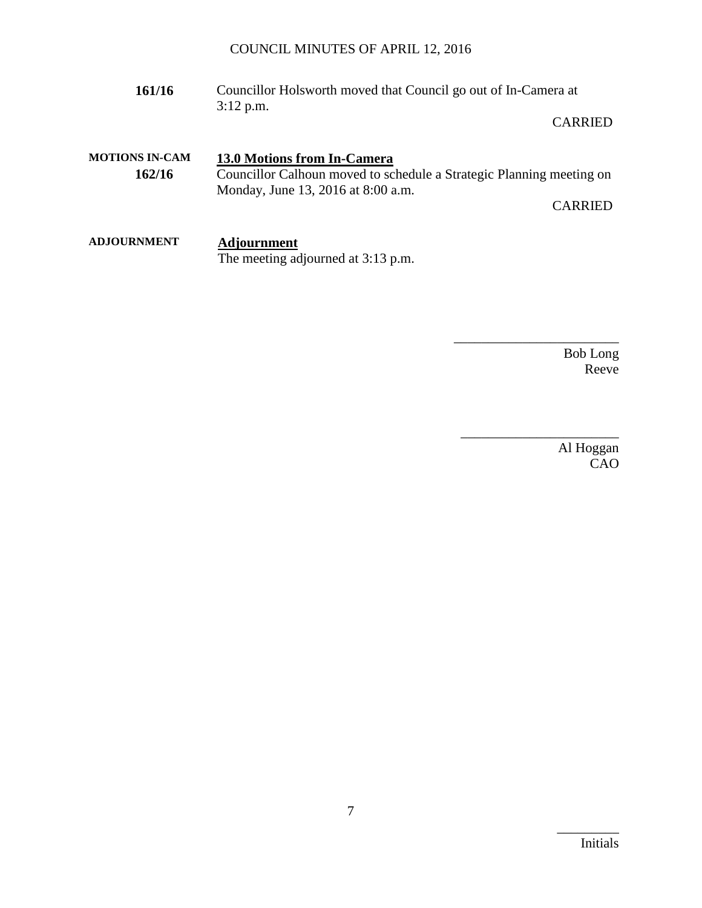**161/16** Councillor Holsworth moved that Council go out of In-Camera at 3:12 p.m.

CARRIED

**MOTIONS IN-CAM**

**162/16**

**13.0 Motions from In-Camera**

Councillor Calhoun moved to schedule a Strategic Planning meeting on Monday, June 13, 2016 at 8:00 a.m.

CARRIED

**ADJOURNMENT**

**Adjournment**

The meeting adjourned at 3:13 p.m.

\_\_\_\_\_\_\_\_\_\_\_\_\_\_\_\_\_\_\_\_\_\_\_\_

Bob Long
Reeve

\_\_\_\_\_\_\_\_\_\_\_\_\_\_\_\_\_\_\_\_\_\_\_\_

Al Hoggan
CAO

\_\_\_\_\_\_\_\_\_

Initials